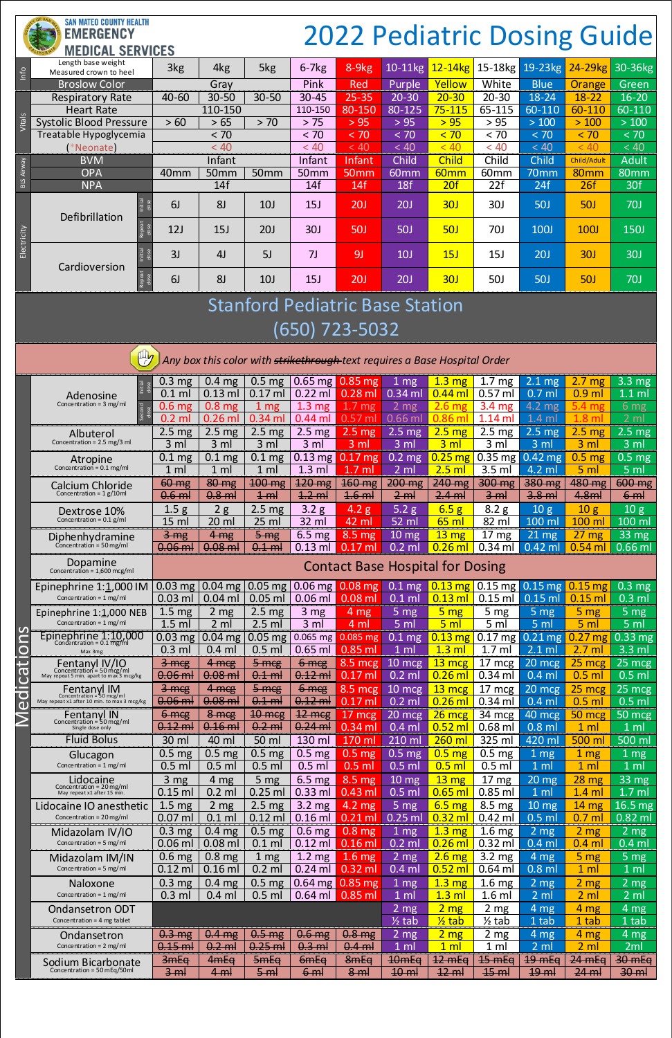# San Mateo County Health Emergency Medical Services

# 2022 Pediatric Dosing Guide

| | | 3kg | 4kg | 5kg | 6-7kg | 8-9kg | 10-11kg | 12-14kg | 15-18kg | 19-23kg | 24-29kg | 30-36kg |
|---|---|---|---|---|---|---|---|---|---|---|---|---|
| **Info** | Length base weight (Measured crown to heel) | 3kg | 4kg | 5kg | 6-7kg | 8-9kg | 10-11kg | 12-14kg | 15-18kg | 19-23kg | 24-29kg | 30-36kg |
| | Broslow Color | Gray | | | Pink | Red | Purple | Yellow | White | Blue | Orange | Green |
| **Vitals** | Respiratory Rate | 40-60 | 30-50 | 30-50 | 30-45 | 25-35 | 20-30 | 20-30 | 20-30 | 18-24 | 18-22 | 16-20 |
| | Heart Rate | 110-150 | | | 110-150 | 80-150 | 80-125 | 75-115 | 65-115 | 60-110 | 60-110 | 60-110 |
| | Systolic Blood Pressure | > 60 | > 65 | > 70 | > 75 | > 95 | > 95 | > 95 | > 95 | > 100 | > 100 | > 100 |
| | Treatable Hypoglycemia | < 70 | | | < 70 | < 70 | < 70 | < 70 | < 70 | < 70 | < 70 | < 70 |
| | (*Neonate) | < 40 | | | < 40 | < 40 | < 40 | < 40 | < 40 | < 40 | < 40 | < 40 |
| **BLS Airway** | BVM | Infant | | | Infant | Infant | Child | Child | Child | Child | Child/Adult | Adult |
| | OPA | 40mm | 50mm | 50mm | 50mm | 50mm | 60mm | 60mm | 60mm | 70mm | 80mm | 80mm |
| | NPA | 14f | | | 14f | 14f | 18f | 20f | 22f | 24f | 26f | 30f |
| **Electricity** | Defibrillation – Initial dose | 6J | 8J | 10J | 15J | 20J | 20J | 30J | 30J | 50J | 50J | 70J |
| | Defibrillation – Repeat dose | 12J | 15J | 20J | 30J | 50J | 50J | 50J | 70J | 100J | 100J | 150J |
| | Cardioversion – Initial dose | 3J | 4J | 5J | 7J | 9J | 10J | 15J | 15J | 20J | 30J | 30J |
| | Cardioversion – Repeat dose | 6J | 8J | 10J | 15J | 20J | 20J | 30J | 50J | 50J | 50J | 70J |

## Stanford Pediatric Base Station
## (650) 723-5032

*Any box this color with ~~strikethrough~~ text requires a Base Hospital Order*

## Medications

| Medication | | 3kg | 4kg | 5kg | 6-7kg | 8-9kg | 10-11kg | 12-14kg | 15-18kg | 19-23kg | 24-29kg | 30-36kg |
|---|---|---|---|---|---|---|---|---|---|---|---|---|
| Adenosine (Concentration = 3 mg/ml) | Initial dose | 0.3 mg | 0.4 mg | 0.5 mg | 0.65 mg | 0.85 mg | 1 mg | 1.3 mg | 1.7 mg | 2.1 mg | 2.7 mg | 3.3 mg |
| | | 0.1 ml | 0.13 ml | 0.17 ml | 0.22 ml | 0.28 ml | 0.34 ml | 0.44 ml | 0.57 ml | 0.7 ml | 0.9 ml | 1.1 ml |
| | Second dose | 0.6 mg | 0.8 mg | 1 mg | 1.3 mg | 1.7 mg | 2 mg | 2.6 mg | 3.4 mg | 4.2 mg | 5.4 mg | 6 mg |
| | | 0.2 ml | 0.26 ml | 0.34 ml | 0.44 ml | 0.57 ml | 0.66 ml | 0.86 ml | 1.14 ml | 1.4 ml | 1.8 ml | 2 ml |
| Albuterol (Concentration = 2.5 mg/3 ml) | | 2.5 mg | 2.5 mg | 2.5 mg | 2.5 mg | 2.5 mg | 2.5 mg | 2.5 mg | 2.5 mg | 2.5 mg | 2.5 mg | 2.5 mg |
| | | 3 ml | 3 ml | 3 ml | 3 ml | 3 ml | 3 ml | 3 ml | 3 ml | 3 ml | 3 ml | 3 ml |
| Atropine (Concentration = 0.1 mg/ml) | | 0.1 mg | 0.1 mg | 0.1 mg | 0.13 mg | 0.17 mg | 0.2 mg | 0.25 mg | 0.35 mg | 0.42 mg | 0.5 mg | 0.5 mg |
| | | 1 ml | 1 ml | 1 ml | 1.3 ml | 1.7 ml | 2 ml | 2.5 ml | 3.5 ml | 4.2 ml | 5 ml | 5 ml |
| Calcium Chloride (Concentration = 1 g/10ml) | | ~~60 mg~~ | ~~80 mg~~ | ~~100 mg~~ | ~~120 mg~~ | ~~160 mg~~ | ~~200 mg~~ | ~~240 mg~~ | ~~300 mg~~ | ~~380 mg~~ | ~~480 mg~~ | ~~600 mg~~ |
| | | ~~0.6 ml~~ | ~~0.8 ml~~ | ~~1 ml~~ | ~~1.2 ml~~ | ~~1.6 ml~~ | ~~2 ml~~ | ~~2.4 ml~~ | ~~3 ml~~ | ~~3.8 ml~~ | ~~4.8ml~~ | ~~6 ml~~ |
| Dextrose 10% (Concentration = 0.1 g/ml) | | 1.5 g | 2 g | 2.5 g | 3.2 g | 4.2 g | 5.2 g | 6.5 g | 8.2 g | 10 g | 10 g | 10 g |
| | | 15 ml | 20 ml | 25 ml | 32 ml | 42 ml | 52 ml | 65 ml | 82 ml | 100 ml | 100 ml | 100 ml |
| Diphenhydramine (Concentration = 50 mg/ml) | | ~~3 mg~~ | ~~4 mg~~ | ~~5 mg~~ | 6.5 mg | 8.5 mg | 10 mg | 13 mg | 17 mg | 21 mg | 27 mg | 33 mg |
| | | ~~0.06 ml~~ | ~~0.08 ml~~ | ~~0.1 ml~~ | 0.13 ml | 0.17 ml | 0.2 ml | 0.26 ml | 0.34 ml | 0.42 ml | 0.54 ml | 0.66 ml |
| Dopamine (Concentration = 1,600 mcg/ml) | | Contact Base Hospital for Dosing | | | | | | | | | | |
| Epinephrine 1:1,000 IM (Concentration = 1 mg/ml) | | 0.03 mg | 0.04 mg | 0.05 mg | 0.06 mg | 0.08 mg | 0.1 mg | 0.13 mg | 0.15 mg | 0.15 mg | 0.15 mg | 0.3 mg |
| | | 0.03 ml | 0.04 ml | 0.05 ml | 0.06 ml | 0.08 ml | 0.1 ml | 0.13 ml | 0.15 ml | 0.15 ml | 0.15 ml | 0.3 ml |
| Epinephrine 1:1,000 NEB (Concentration = 1 mg/ml) | | 1.5 mg | 2 mg | 2.5 mg | 3 mg | 4 mg | 5 mg | 5 mg | 5 mg | 5 mg | 5 mg | 5 mg |
| | | 1.5 ml | 2 ml | 2.5 ml | 3 ml | 4 ml | 5 ml | 5 ml | 5 ml | 5 ml | 5 ml | 5 ml |
| Epinephrine 1:10,000 (Concentration = 0.1 mg/ml; Max 3mg) | | 0.03 mg | 0.04 mg | 0.05 mg | 0.065 mg | 0.085 mg | 0.1 mg | 0.13 mg | 0.17 mg | 0.21 mg | 0.27 mg | 0.33 mg |
| | | 0.3 ml | 0.4 ml | 0.5 ml | 0.65 ml | 0.85 ml | 1 ml | 1.3 ml | 1.7 ml | 2.1 ml | 2.7 ml | 3.3 ml |
| Fentanyl IV/IO (Concentration = 50 mcg/ml; May repeat 5 min. apart to max 3 mcg/kg) | | ~~3 mcg~~ | ~~4 mcg~~ | ~~5 mcg~~ | ~~6 mcg~~ | 8.5 mcg | 10 mcg | 13 mcg | 17 mcg | 20 mcg | 25 mcg | 25 mcg |
| | | ~~0.06 ml~~ | ~~0.08 ml~~ | ~~0.1 ml~~ | ~~0.12 ml~~ | 0.17 ml | 0.2 ml | 0.26 ml | 0.34 ml | 0.4 ml | 0.5 ml | 0.5 ml |
| Fentanyl IM (Concentration = 50 mcg/ml; May repeat x1 after 10 min. to max 3 mcg/kg) | | ~~3 mcg~~ | ~~4 mcg~~ | ~~5 mcg~~ | ~~6 mcg~~ | 8.5 mcg | 10 mcg | 13 mcg | 17 mcg | 20 mcg | 25 mcg | 25 mcg |
| | | ~~0.06 ml~~ | ~~0.08 ml~~ | ~~0.1 ml~~ | ~~0.12 ml~~ | 0.17 ml | 0.2 ml | 0.26 ml | 0.34 ml | 0.4 ml | 0.5 ml | 0.5 ml |
| Fentanyl IN (Concentration = 50 mcg/ml; Single dose only) | | ~~6 mcg~~ | ~~8 mcg~~ | ~~10 mcg~~ | ~~12 mcg~~ | 17 mcg | 20 mcg | 26 mcg | 34 mcg | 40 mcg | 50 mcg | 50 mcg |
| | | ~~0.12 ml~~ | ~~0.16 ml~~ | ~~0.2 ml~~ | ~~0.24 ml~~ | 0.34 ml | 0.4 ml | 0.52 ml | 0.68 ml | 0.8 ml | 1 ml | 1 ml |
| Fluid Bolus | | 30 ml | 40 ml | 50 ml | 130 ml | 170 ml | 210 ml | 260 ml | 325 ml | 420 ml | 500 ml | 500 ml |
| Glucagon (Concentration = 1 mg/ml) | | 0.5 mg | 0.5 mg | 0.5 mg | 0.5 mg | 0.5 mg | 0.5 mg | 0.5 mg | 0.5 mg | 1 mg | 1 mg | 1 mg |
| | | 0.5 ml | 0.5 ml | 0.5 ml | 0.5 ml | 0.5 ml | 0.5 ml | 0.5 ml | 0.5 ml | 1 ml | 1 ml | 1 ml |
| Lidocaine (Concentration = 20 mg/ml; May repeat x1 after 15 min.) | | 3 mg | 4 mg | 5 mg | 6.5 mg | 8.5 mg | 10 mg | 13 mg | 17 mg | 20 mg | 28 mg | 33 mg |
| | | 0.15 ml | 0.2 ml | 0.25 ml | 0.33 ml | 0.43 ml | 0.5 ml | 0.65 ml | 0.85 ml | 1 ml | 1.4 ml | 1.7 ml |
| Lidocaine IO anesthetic (Concentration = 20 mg/ml) | | 1.5 mg | 2 mg | 2.5 mg | 3.2 mg | 4.2 mg | 5 mg | 6.5 mg | 8.5 mg | 10 mg | 14 mg | 16.5 mg |
| | | 0.07 ml | 0.1 ml | 0.12 ml | 0.16 ml | 0.21 ml | 0.25 ml | 0.32 ml | 0.42 ml | 0.5 ml | 0.7 ml | 0.82 ml |
| Midazolam IV/IO (Concentration = 5 mg/ml) | | 0.3 mg | 0.4 mg | 0.5 mg | 0.6 mg | 0.8 mg | 1 mg | 1.3 mg | 1.6 mg | 2 mg | 2 mg | 2 mg |
| | | 0.06 ml | 0.08 ml | 0.1 ml | 0.12 ml | 0.16 ml | 0.2 ml | 0.26 ml | 0.32 ml | 0.4 ml | 0.4 ml | 0.4 ml |
| Midazolam IM/IN (Concentration = 5 mg/ml) | | 0.6 mg | 0.8 mg | 1 mg | 1.2 mg | 1.6 mg | 2 mg | 2.6 mg | 3.2 mg | 4 mg | 5 mg | 5 mg |
| | | 0.12 ml | 0.16 ml | 0.2 ml | 0.24 ml | 0.32 ml | 0.4 ml | 0.52 ml | 0.64 ml | 0.8 ml | 1 ml | 1 ml |
| Naloxone (Concentration = 1 mg/ml) | | 0.3 mg | 0.4 mg | 0.5 mg | 0.64 mg | 0.85 mg | 1 mg | 1.3 mg | 1.6 mg | 2 mg | 2 mg | 2 mg |
| | | 0.3 ml | 0.4 ml | 0.5 ml | 0.64 ml | 0.85 ml | 1 ml | 1.3 ml | 1.6 ml | 2 ml | 2 ml | 2 ml |
| Ondansetron ODT (Concentration = 4 mg tablet) | | | | | | | 2 mg | 2 mg | 2 mg | 4 mg | 4 mg | 4 mg |
| | | | | | | | ½ tab | ½ tab | ½ tab | 1 tab | 1 tab | 1 tab |
| Ondansetron (Concentration = 2 mg/ml) | | ~~0.3 mg~~ | ~~0.4 mg~~ | ~~0.5 mg~~ | ~~0.6 mg~~ | ~~0.8 mg~~ | 2 mg | 2 mg | 2 mg | 4 mg | 4 mg | 4 mg |
| | | ~~0.15 ml~~ | ~~0.2 ml~~ | ~~0.25 ml~~ | ~~0.3 ml~~ | ~~0.4 ml~~ | 1 ml | 1 ml | 1 ml | 2 ml | 2 ml | 2ml |
| Sodium Bicarbonate (Concentration = 50 mEq/50ml) | | ~~3mEq~~ | ~~4mEq~~ | ~~5mEq~~ | ~~6mEq~~ | ~~8mEq~~ | ~~10mEq~~ | ~~12 mEq~~ | ~~15 mEq~~ | ~~19 mEq~~ | ~~24 mEq~~ | ~~30 mEq~~ |
| | | ~~3 ml~~ | ~~4 ml~~ | ~~5 ml~~ | ~~6 ml~~ | ~~8 ml~~ | ~~10 ml~~ | ~~12 ml~~ | ~~15 ml~~ | ~~19 ml~~ | ~~24 ml~~ | ~~30 ml~~ |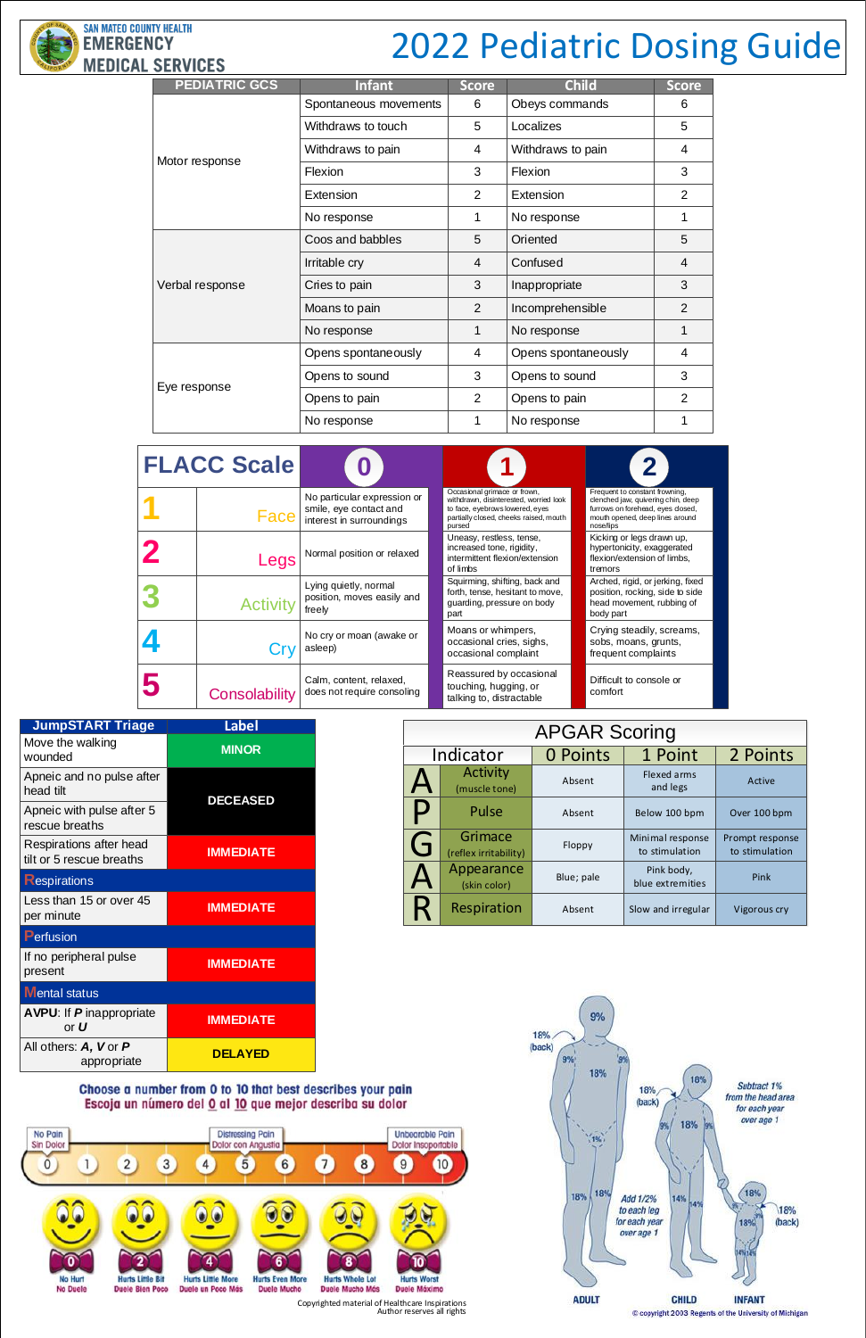SAN MATEO COUNTY HEALTH
EMERGENCY MEDICAL SERVICES

# 2022 Pediatric Dosing Guide

| PEDIATRIC GCS | Infant | Score | Child | Score |
|---|---|---|---|---|
| Motor response | Spontaneous movements | 6 | Obeys commands | 6 |
| | Withdraws to touch | 5 | Localizes | 5 |
| | Withdraws to pain | 4 | Withdraws to pain | 4 |
| | Flexion | 3 | Flexion | 3 |
| | Extension | 2 | Extension | 2 |
| | No response | 1 | No response | 1 |
| Verbal response | Coos and babbles | 5 | Oriented | 5 |
| | Irritable cry | 4 | Confused | 4 |
| | Cries to pain | 3 | Inappropriate | 3 |
| | Moans to pain | 2 | Incomprehensible | 2 |
| | No response | 1 | No response | 1 |
| Eye response | Opens spontaneously | 4 | Opens spontaneously | 4 |
| | Opens to sound | 3 | Opens to sound | 3 |
| | Opens to pain | 2 | Opens to pain | 2 |
| | No response | 1 | No response | 1 |

## FLACC Scale

| | | 0 | 1 | 2 |
|---|---|---|---|---|
| 1 | Face | No particular expression or smile, eye contact and interest in surroundings | Occasional grimace or frown, withdrawn, disinterested, worried look to face, eyebrows lowered, eyes partially closed, cheeks raised, mouth pursed | Frequent to constant frowning, clenched jaw, quivering chin, deep furrows on forehead, eyes closed, mouth opened, deep lines around nose/lips |
| 2 | Legs | Normal position or relaxed | Uneasy, restless, tense, increased tone, rigidity, intermittent flexion/extension of limbs | Kicking or legs drawn up, hypertonicity, exaggerated flexion/extension of limbs, tremors |
| 3 | Activity | Lying quietly, normal position, moves easily and freely | Squirming, shifting, back and forth, tense, hesitant to move, guarding, pressure on body part | Arched, rigid, or jerking, fixed position, rocking, side to side head movement, rubbing of body part |
| 4 | Cry | No cry or moan (awake or asleep) | Moans or whimpers, occasional cries, sighs, occasional complaint | Crying steadily, screams, sobs, moans, grunts, frequent complaints |
| 5 | Consolability | Calm, content, relaxed, does not require consoling | Reassured by occasional touching, hugging, or talking to, distractable | Difficult to console or comfort |

| JumpSTART Triage | Label |
|---|---|
| Move the walking wounded | MINOR |
| Apneic and no pulse after head tilt | DECEASED |
| Apneic with pulse after 5 rescue breaths | DECEASED |
| Respirations after head tilt or 5 rescue breaths | IMMEDIATE |
| **Respirations** | |
| Less than 15 or over 45 per minute | IMMEDIATE |
| **Perfusion** | |
| If no peripheral pulse present | IMMEDIATE |
| **Mental status** | |
| **AVPU**: If ***P*** inappropriate or ***U*** | IMMEDIATE |
| All others: ***A, V*** or ***P*** appropriate | DELAYED |

## APGAR Scoring

| | Indicator | 0 Points | 1 Point | 2 Points |
|---|---|---|---|---|
| A | Activity (muscle tone) | Absent | Flexed arms and legs | Active |
| P | Pulse | Absent | Below 100 bpm | Over 100 bpm |
| G | Grimace (reflex irritability) | Floppy | Minimal response to stimulation | Prompt response to stimulation |
| A | Appearance (skin color) | Blue; pale | Pink body, blue extremities | Pink |
| R | Respiration | Absent | Slow and irregular | Vigorous cry |

**Choose a number from 0 to 10 that best describes your pain**
**Escoja un número del 0 al 10 que mejor describa su dolor**

No Pain / Sin Dolor — Distressing Pain / Dolor con Angustia — Unbearable Pain / Dolor Insoportable

0 1 2 3 4 5 6 7 8 9 10

0 No Hurt / No Duele
2 Hurts Little Bit / Duele Bien Poco
4 Hurts Little More / Duele un Poco Más
6 Hurts Even More / Duele Mucho
8 Hurts Whole Lot / Duele Mucho Más
10 Hurts Worst / Duele Máximo

Copyrighted material of Healthcare Inspirations
Author reserves all rights

9%
18% (back)
9% 9%
18%
1%
18% 18%
ADULT

18% (back)
18%
9% 18% 9%
Add 1/2% to each leg for each year over age 1
14% 14%
CHILD

Subtract 1% from the head area for each year over age 1
18%
9%
18% (back)
18%
14% 14%
INFANT

© copyright 2003 Regents of the University of Michigan